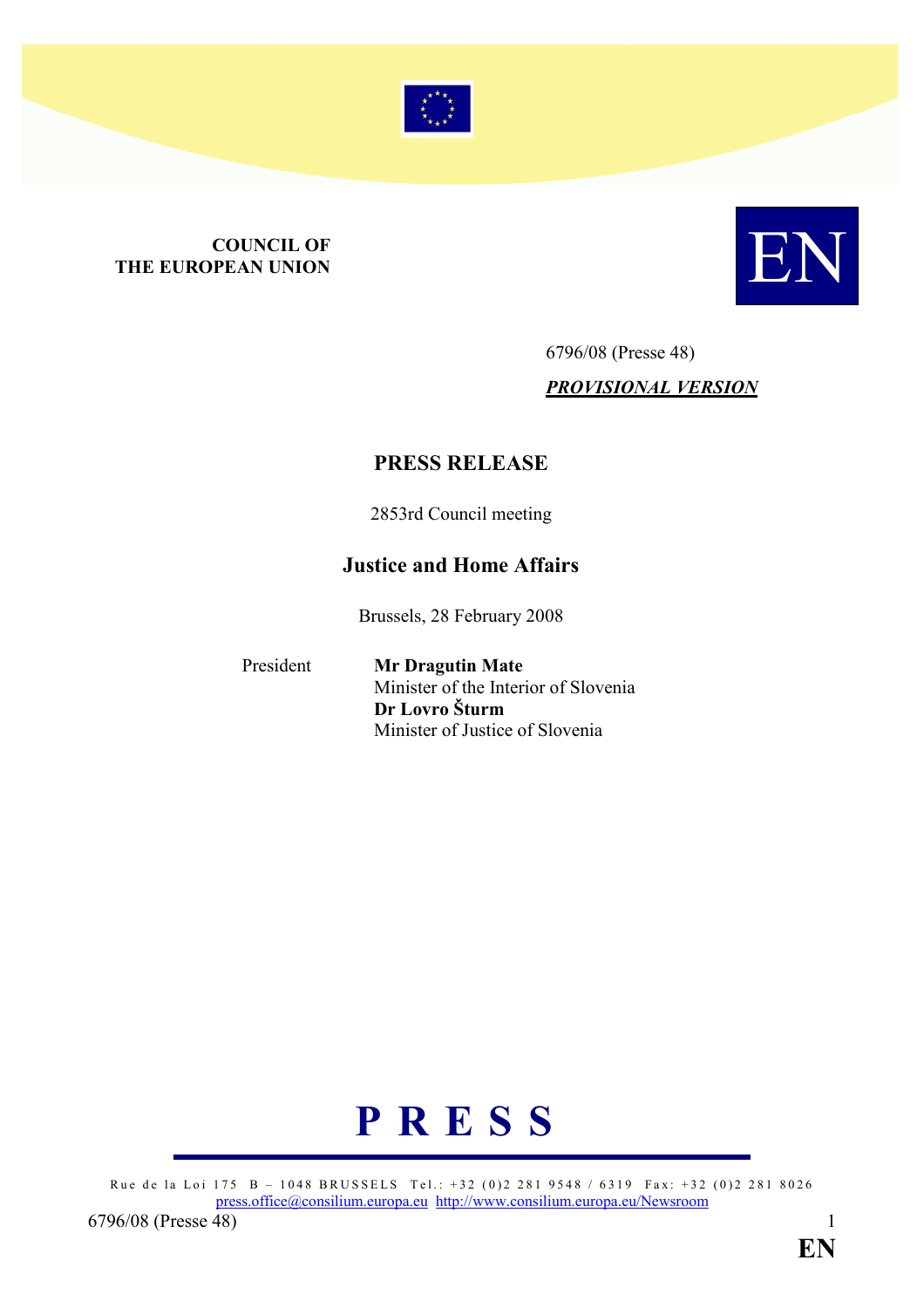**COUNCIL OF THE EUROPEAN UNION**

EN

6796/08 (Presse 48)

***PROVISIONAL VERSION***

# PRESS RELEASE

2853rd Council meeting

## Justice and Home Affairs

Brussels, 28 February 2008

President **Mr Dragutin Mate**
Minister of the Interior of Slovenia
**Dr Lovro Šturm**
Minister of Justice of Slovenia

**P R E S S**

Rue de la Loi 175 B – 1048 BRUSSELS Tel.: +32 (0)2 281 9548 / 6319 Fax: +32 (0)2 281 8026
press.office@consilium.europa.eu http://www.consilium.europa.eu/Newsroom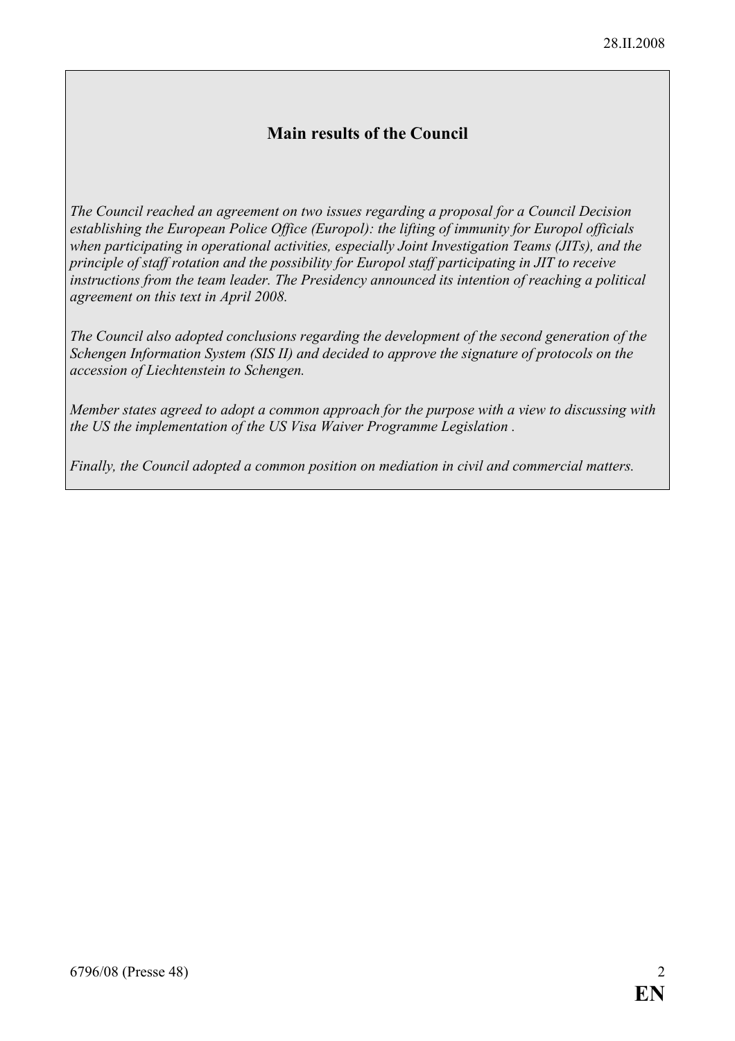## Main results of the Council

*The Council reached an agreement on two issues regarding a proposal for a Council Decision establishing the European Police Office (Europol): the lifting of immunity for Europol officials when participating in operational activities, especially Joint Investigation Teams (JITs), and the principle of staff rotation and the possibility for Europol staff participating in JIT to receive instructions from the team leader. The Presidency announced its intention of reaching a political agreement on this text in April 2008.*

*The Council also adopted conclusions regarding the development of the second generation of the Schengen Information System (SIS II) and decided to approve the signature of protocols on the accession of Liechtenstein to Schengen.*

*Member states agreed to adopt a common approach for the purpose with a view to discussing with the US the implementation of the US Visa Waiver Programme Legislation .*

*Finally, the Council adopted a common position on mediation in civil and commercial matters.*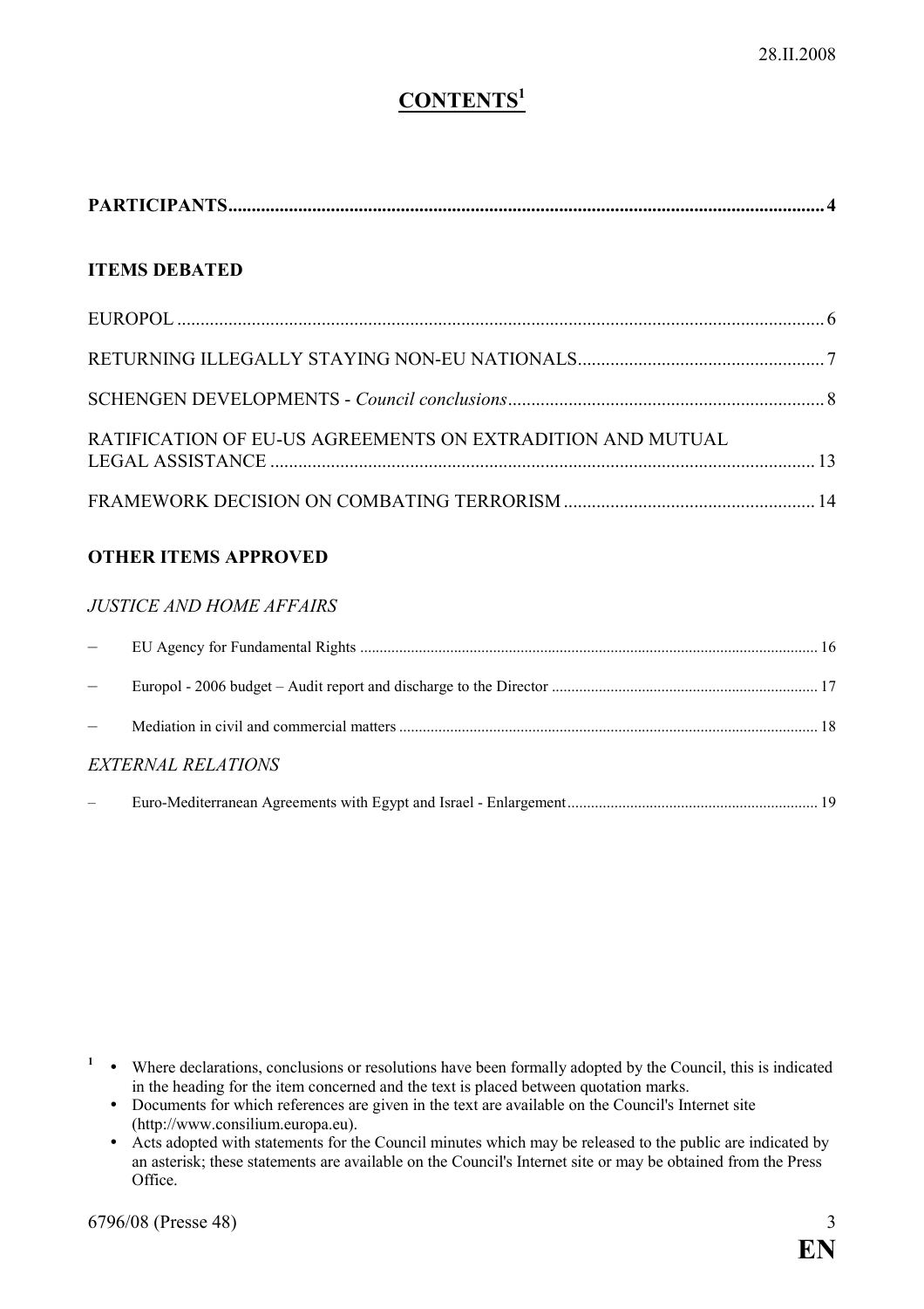# CONTENTS[1]

**PARTICIPANTS** ..... 4

**ITEMS DEBATED**

EUROPOL ..... 6

RETURNING ILLEGALLY STAYING NON-EU NATIONALS ..... 7

SCHENGEN DEVELOPMENTS - *Council conclusions* ..... 8

RATIFICATION OF EU-US AGREEMENTS ON EXTRADITION AND MUTUAL LEGAL ASSISTANCE ..... 13

FRAMEWORK DECISION ON COMBATING TERRORISM ..... 14

**OTHER ITEMS APPROVED**

*JUSTICE AND HOME AFFAIRS*

- EU Agency for Fundamental Rights ..... 16
- Europol - 2006 budget – Audit report and discharge to the Director ..... 17
- Mediation in civil and commercial matters ..... 18

*EXTERNAL RELATIONS*

- Euro-Mediterranean Agreements with Egypt and Israel - Enlargement ..... 19

---

[1]
- Where declarations, conclusions or resolutions have been formally adopted by the Council, this is indicated in the heading for the item concerned and the text is placed between quotation marks.
- Documents for which references are given in the text are available on the Council's Internet site (http://www.consilium.europa.eu).
- Acts adopted with statements for the Council minutes which may be released to the public are indicated by an asterisk; these statements are available on the Council's Internet site or may be obtained from the Press Office.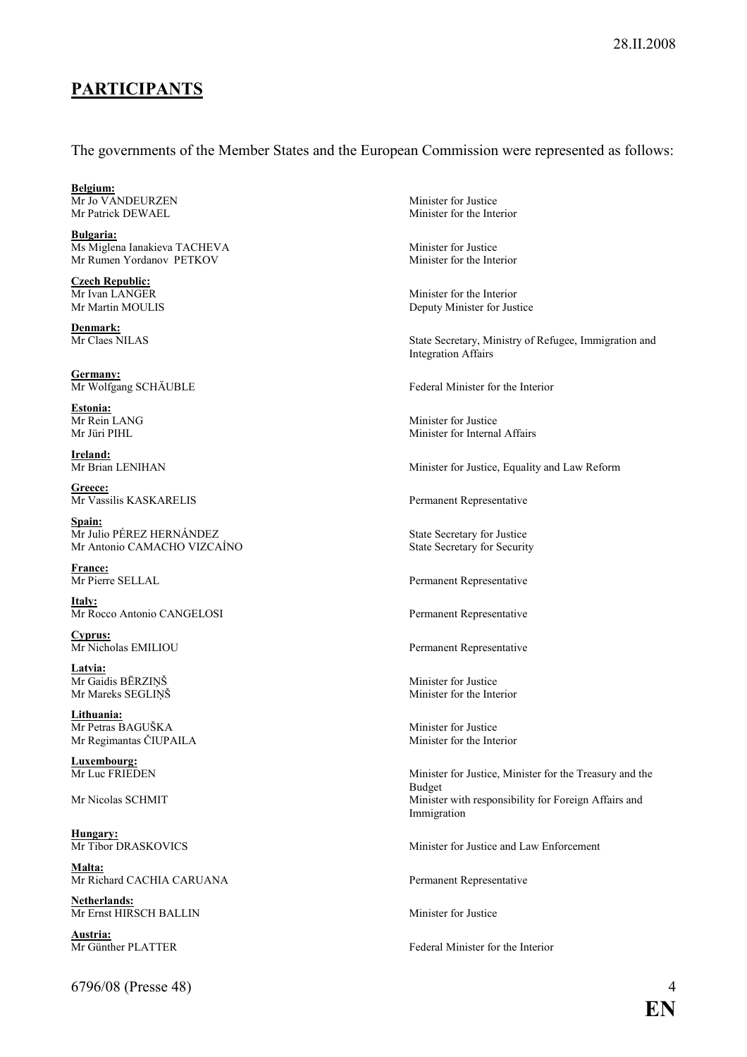## PARTICIPANTS

The governments of the Member States and the European Commission were represented as follows:

**Belgium:**

| | |
|---|---|
| Mr Jo VANDEURZEN | Minister for Justice |
| Mr Patrick DEWAEL | Minister for the Interior |

**Bulgaria:**

| | |
|---|---|
| Ms Miglena Ianakieva TACHEVA | Minister for Justice |
| Mr Rumen Yordanov PETKOV | Minister for the Interior |

**Czech Republic:**

| | |
|---|---|
| Mr Ivan LANGER | Minister for the Interior |
| Mr Martin MOULIS | Deputy Minister for Justice |

**Denmark:**

| | |
|---|---|
| Mr Claes NILAS | State Secretary, Ministry of Refugee, Immigration and Integration Affairs |

**Germany:**

| | |
|---|---|
| Mr Wolfgang SCHÄUBLE | Federal Minister for the Interior |

**Estonia:**

| | |
|---|---|
| Mr Rein LANG | Minister for Justice |
| Mr Jüri PIHL | Minister for Internal Affairs |

**Ireland:**

| | |
|---|---|
| Mr Brian LENIHAN | Minister for Justice, Equality and Law Reform |

**Greece:**

| | |
|---|---|
| Mr Vassilis KASKARELIS | Permanent Representative |

**Spain:**

| | |
|---|---|
| Mr Julio PÉREZ HERNÁNDEZ | State Secretary for Justice |
| Mr Antonio CAMACHO VIZCAÍNO | State Secretary for Security |

**France:**

| | |
|---|---|
| Mr Pierre SELLAL | Permanent Representative |

**Italy:**

| | |
|---|---|
| Mr Rocco Antonio CANGELOSI | Permanent Representative |

**Cyprus:**

| | |
|---|---|
| Mr Nicholas EMILIOU | Permanent Representative |

**Latvia:**

| | |
|---|---|
| Mr Gaidis BĒRZIŅŠ | Minister for Justice |
| Mr Mareks SEGLIŅŠ | Minister for the Interior |

**Lithuania:**

| | |
|---|---|
| Mr Petras BAGUŠKA | Minister for Justice |
| Mr Regimantas ČIUPAILA | Minister for the Interior |

**Luxembourg:**

| | |
|---|---|
| Mr Luc FRIEDEN | Minister for Justice, Minister for the Treasury and the Budget |
| Mr Nicolas SCHMIT | Minister with responsibility for Foreign Affairs and Immigration |

**Hungary:**

| | |
|---|---|
| Mr Tibor DRASKOVICS | Minister for Justice and Law Enforcement |

**Malta:**

| | |
|---|---|
| Mr Richard CACHIA CARUANA | Permanent Representative |

**Netherlands:**

| | |
|---|---|
| Mr Ernst HIRSCH BALLIN | Minister for Justice |

**Austria:**

| | |
|---|---|
| Mr Günther PLATTER | Federal Minister for the Interior |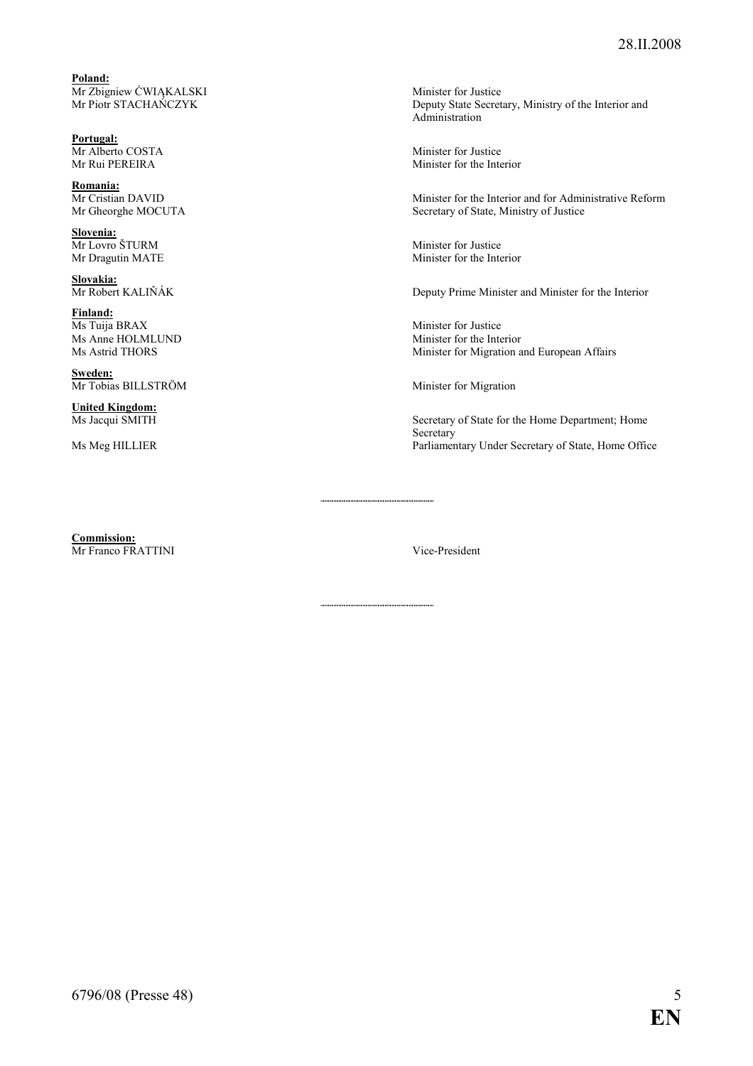**Poland:**

| | |
|---|---|
| Mr Zbigniew ĆWIĄKALSKI | Minister for Justice |
| Mr Piotr STACHAŃCZYK | Deputy State Secretary, Ministry of the Interior and Administration |

**Portugal:**

| | |
|---|---|
| Mr Alberto COSTA | Minister for Justice |
| Mr Rui PEREIRA | Minister for the Interior |

**Romania:**

| | |
|---|---|
| Mr Cristian DAVID | Minister for the Interior and for Administrative Reform |
| Mr Gheorghe MOCUTA | Secretary of State, Ministry of Justice |

**Slovenia:**

| | |
|---|---|
| Mr Lovro ŠTURM | Minister for Justice |
| Mr Dragutin MATE | Minister for the Interior |

**Slovakia:**

| | |
|---|---|
| Mr Robert KALIŇÁK | Deputy Prime Minister and Minister for the Interior |

**Finland:**

| | |
|---|---|
| Ms Tuija BRAX | Minister for Justice |
| Ms Anne HOLMLUND | Minister for the Interior |
| Ms Astrid THORS | Minister for Migration and European Affairs |

**Sweden:**

| | |
|---|---|
| Mr Tobias BILLSTRÖM | Minister for Migration |

**United Kingdom:**

| | |
|---|---|
| Ms Jacqui SMITH | Secretary of State for the Home Department; Home Secretary |
| Ms Meg HILLIER | Parliamentary Under Secretary of State, Home Office |

---

**Commission:**

| | |
|---|---|
| Mr Franco FRATTINI | Vice-President |

---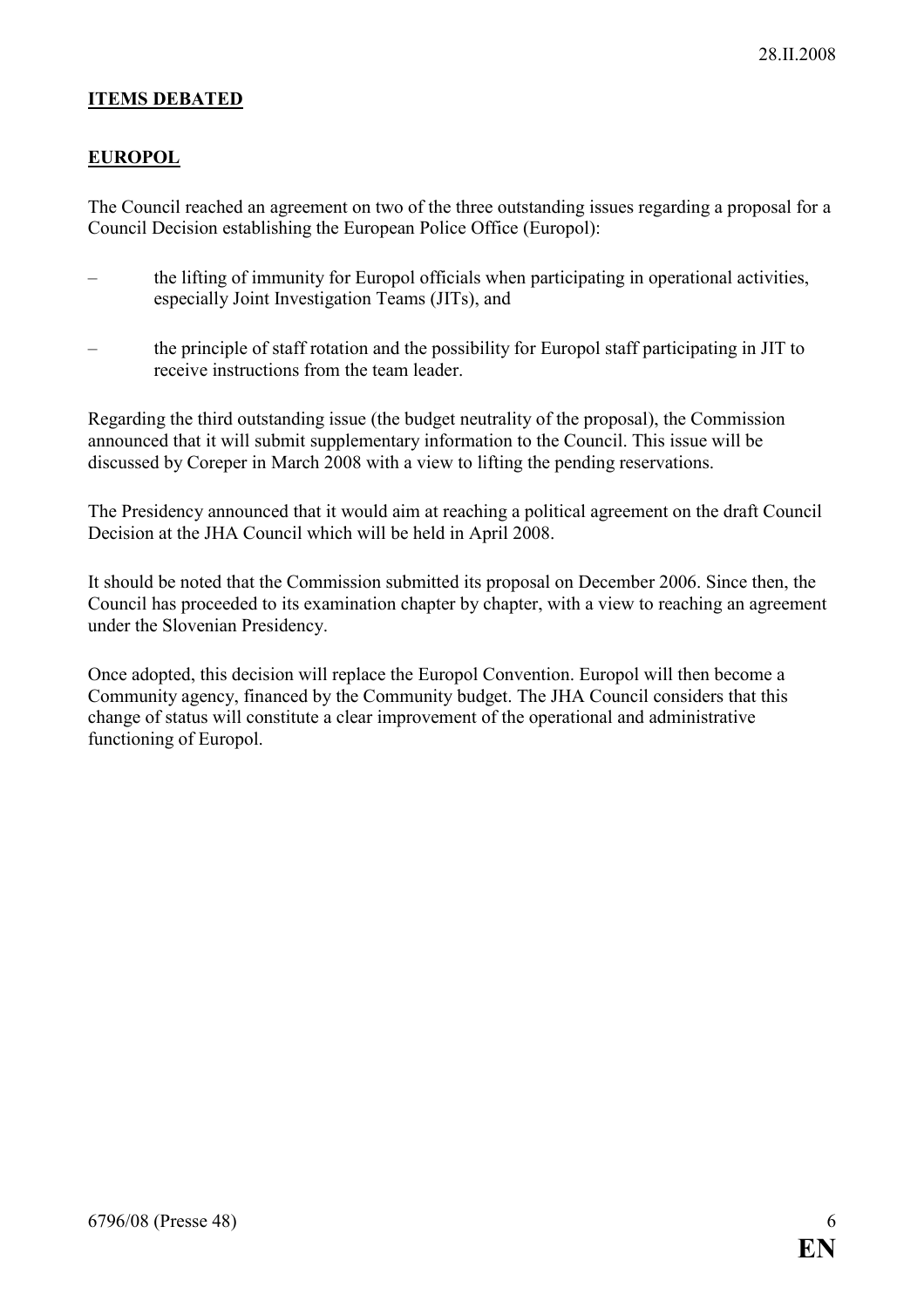## ITEMS DEBATED

### EUROPOL

The Council reached an agreement on two of the three outstanding issues regarding a proposal for a Council Decision establishing the European Police Office (Europol):

- the lifting of immunity for Europol officials when participating in operational activities, especially Joint Investigation Teams (JITs), and
- the principle of staff rotation and the possibility for Europol staff participating in JIT to receive instructions from the team leader.

Regarding the third outstanding issue (the budget neutrality of the proposal), the Commission announced that it will submit supplementary information to the Council. This issue will be discussed by Coreper in March 2008 with a view to lifting the pending reservations.

The Presidency announced that it would aim at reaching a political agreement on the draft Council Decision at the JHA Council which will be held in April 2008.

It should be noted that the Commission submitted its proposal on December 2006. Since then, the Council has proceeded to its examination chapter by chapter, with a view to reaching an agreement under the Slovenian Presidency.

Once adopted, this decision will replace the Europol Convention. Europol will then become a Community agency, financed by the Community budget. The JHA Council considers that this change of status will constitute a clear improvement of the operational and administrative functioning of Europol.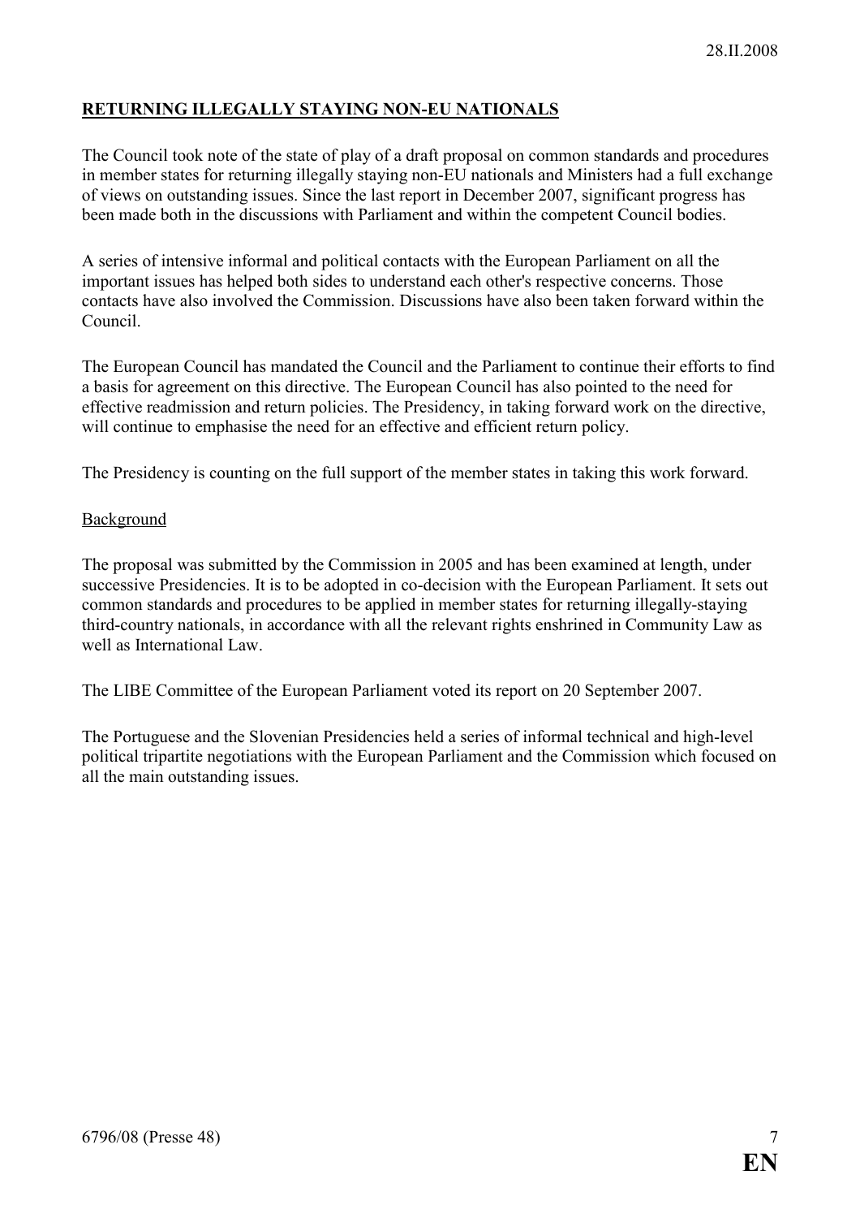## RETURNING ILLEGALLY STAYING NON-EU NATIONALS

The Council took note of the state of play of a draft proposal on common standards and procedures in member states for returning illegally staying non-EU nationals and Ministers had a full exchange of views on outstanding issues. Since the last report in December 2007, significant progress has been made both in the discussions with Parliament and within the competent Council bodies.

A series of intensive informal and political contacts with the European Parliament on all the important issues has helped both sides to understand each other's respective concerns. Those contacts have also involved the Commission. Discussions have also been taken forward within the Council.

The European Council has mandated the Council and the Parliament to continue their efforts to find a basis for agreement on this directive. The European Council has also pointed to the need for effective readmission and return policies. The Presidency, in taking forward work on the directive, will continue to emphasise the need for an effective and efficient return policy.

The Presidency is counting on the full support of the member states in taking this work forward.

### Background

The proposal was submitted by the Commission in 2005 and has been examined at length, under successive Presidencies. It is to be adopted in co-decision with the European Parliament. It sets out common standards and procedures to be applied in member states for returning illegally-staying third-country nationals, in accordance with all the relevant rights enshrined in Community Law as well as International Law.

The LIBE Committee of the European Parliament voted its report on 20 September 2007.

The Portuguese and the Slovenian Presidencies held a series of informal technical and high-level political tripartite negotiations with the European Parliament and the Commission which focused on all the main outstanding issues.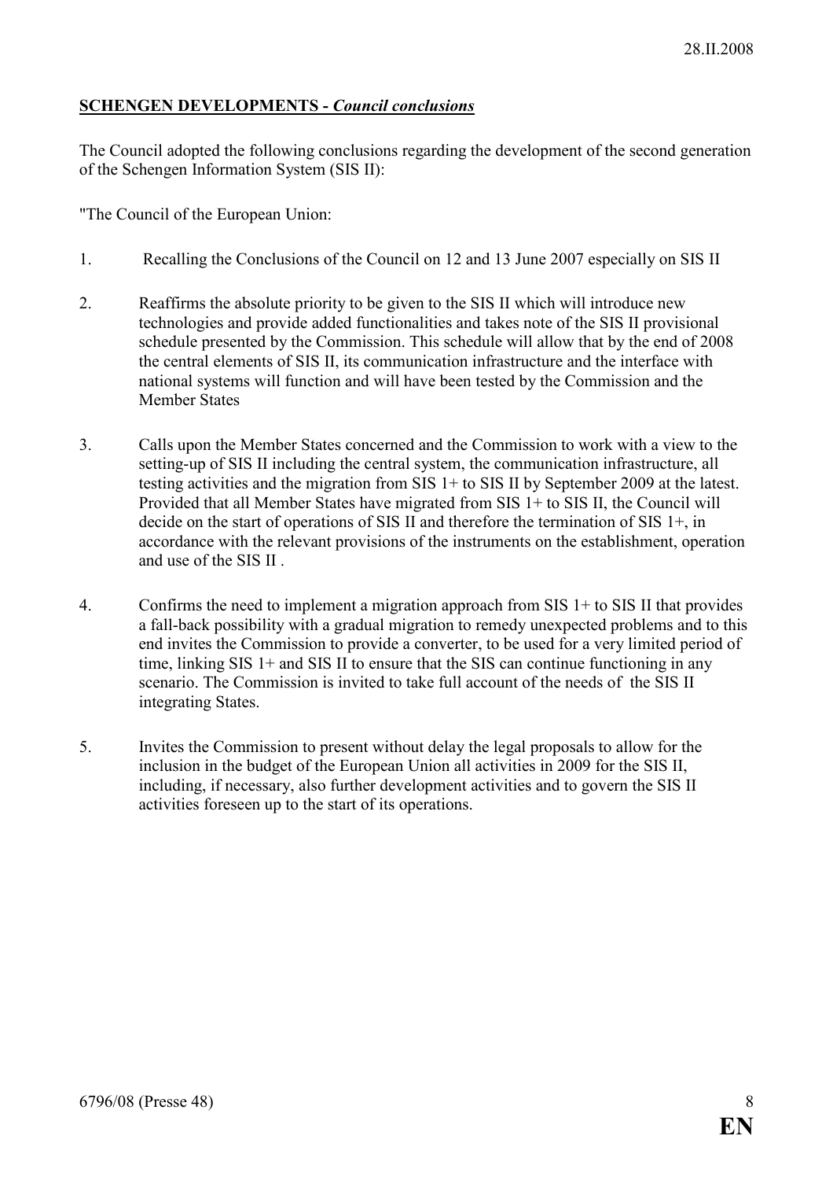28.II.2008

**SCHENGEN DEVELOPMENTS - *Council conclusions***

The Council adopted the following conclusions regarding the development of the second generation of the Schengen Information System (SIS II):

"The Council of the European Union:

1. Recalling the Conclusions of the Council on 12 and 13 June 2007 especially on SIS II

2. Reaffirms the absolute priority to be given to the SIS II which will introduce new technologies and provide added functionalities and takes note of the SIS II provisional schedule presented by the Commission. This schedule will allow that by the end of 2008 the central elements of SIS II, its communication infrastructure and the interface with national systems will function and will have been tested by the Commission and the Member States

3. Calls upon the Member States concerned and the Commission to work with a view to the setting-up of SIS II including the central system, the communication infrastructure, all testing activities and the migration from SIS 1+ to SIS II by September 2009 at the latest. Provided that all Member States have migrated from SIS 1+ to SIS II, the Council will decide on the start of operations of SIS II and therefore the termination of SIS 1+, in accordance with the relevant provisions of the instruments on the establishment, operation and use of the SIS II .

4. Confirms the need to implement a migration approach from SIS 1+ to SIS II that provides a fall-back possibility with a gradual migration to remedy unexpected problems and to this end invites the Commission to provide a converter, to be used for a very limited period of time, linking SIS 1+ and SIS II to ensure that the SIS can continue functioning in any scenario. The Commission is invited to take full account of the needs of the SIS II integrating States.

5. Invites the Commission to present without delay the legal proposals to allow for the inclusion in the budget of the European Union all activities in 2009 for the SIS II, including, if necessary, also further development activities and to govern the SIS II activities foreseen up to the start of its operations.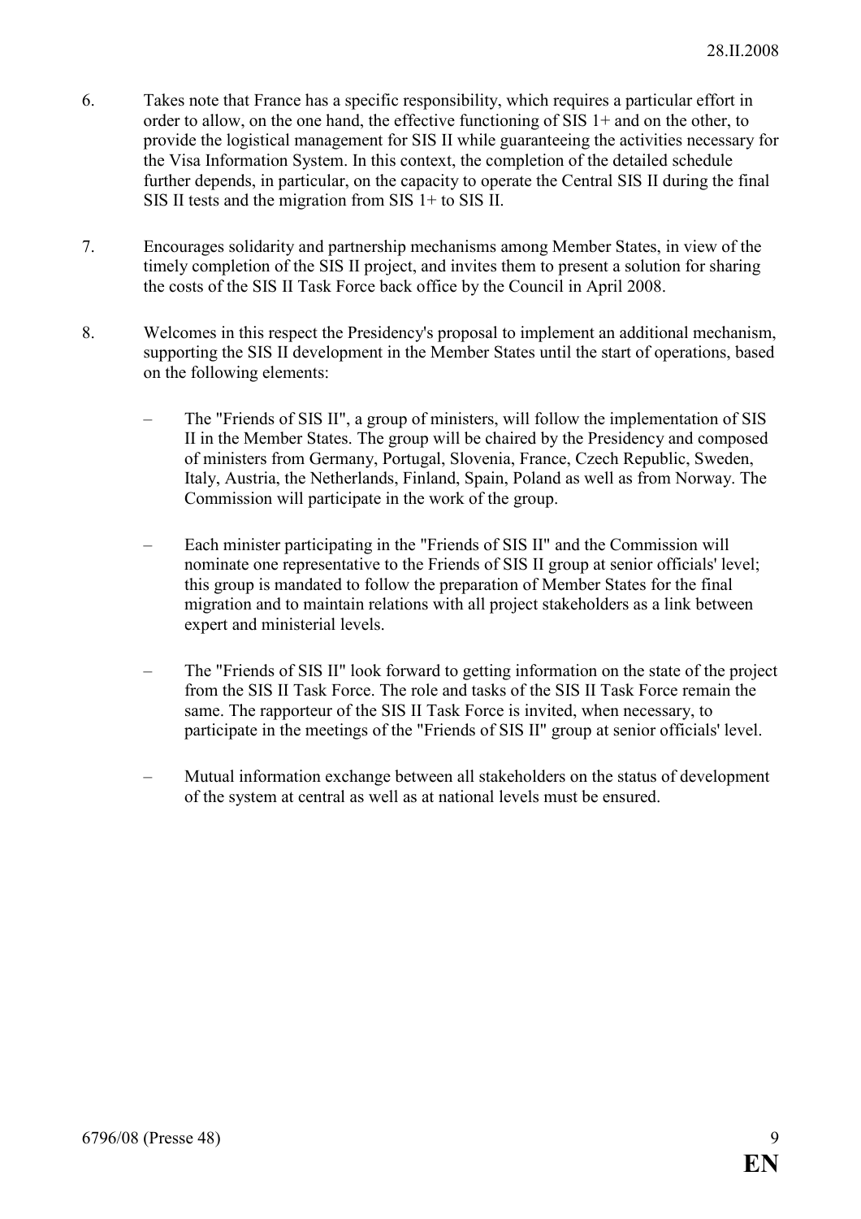6. Takes note that France has a specific responsibility, which requires a particular effort in order to allow, on the one hand, the effective functioning of SIS 1+ and on the other, to provide the logistical management for SIS II while guaranteeing the activities necessary for the Visa Information System. In this context, the completion of the detailed schedule further depends, in particular, on the capacity to operate the Central SIS II during the final SIS II tests and the migration from SIS 1+ to SIS II.

7. Encourages solidarity and partnership mechanisms among Member States, in view of the timely completion of the SIS II project, and invites them to present a solution for sharing the costs of the SIS II Task Force back office by the Council in April 2008.

8. Welcomes in this respect the Presidency's proposal to implement an additional mechanism, supporting the SIS II development in the Member States until the start of operations, based on the following elements:

   – The "Friends of SIS II", a group of ministers, will follow the implementation of SIS II in the Member States. The group will be chaired by the Presidency and composed of ministers from Germany, Portugal, Slovenia, France, Czech Republic, Sweden, Italy, Austria, the Netherlands, Finland, Spain, Poland as well as from Norway. The Commission will participate in the work of the group.

   – Each minister participating in the "Friends of SIS II" and the Commission will nominate one representative to the Friends of SIS II group at senior officials' level; this group is mandated to follow the preparation of Member States for the final migration and to maintain relations with all project stakeholders as a link between expert and ministerial levels.

   – The "Friends of SIS II" look forward to getting information on the state of the project from the SIS II Task Force. The role and tasks of the SIS II Task Force remain the same. The rapporteur of the SIS II Task Force is invited, when necessary, to participate in the meetings of the "Friends of SIS II" group at senior officials' level.

   – Mutual information exchange between all stakeholders on the status of development of the system at central as well as at national levels must be ensured.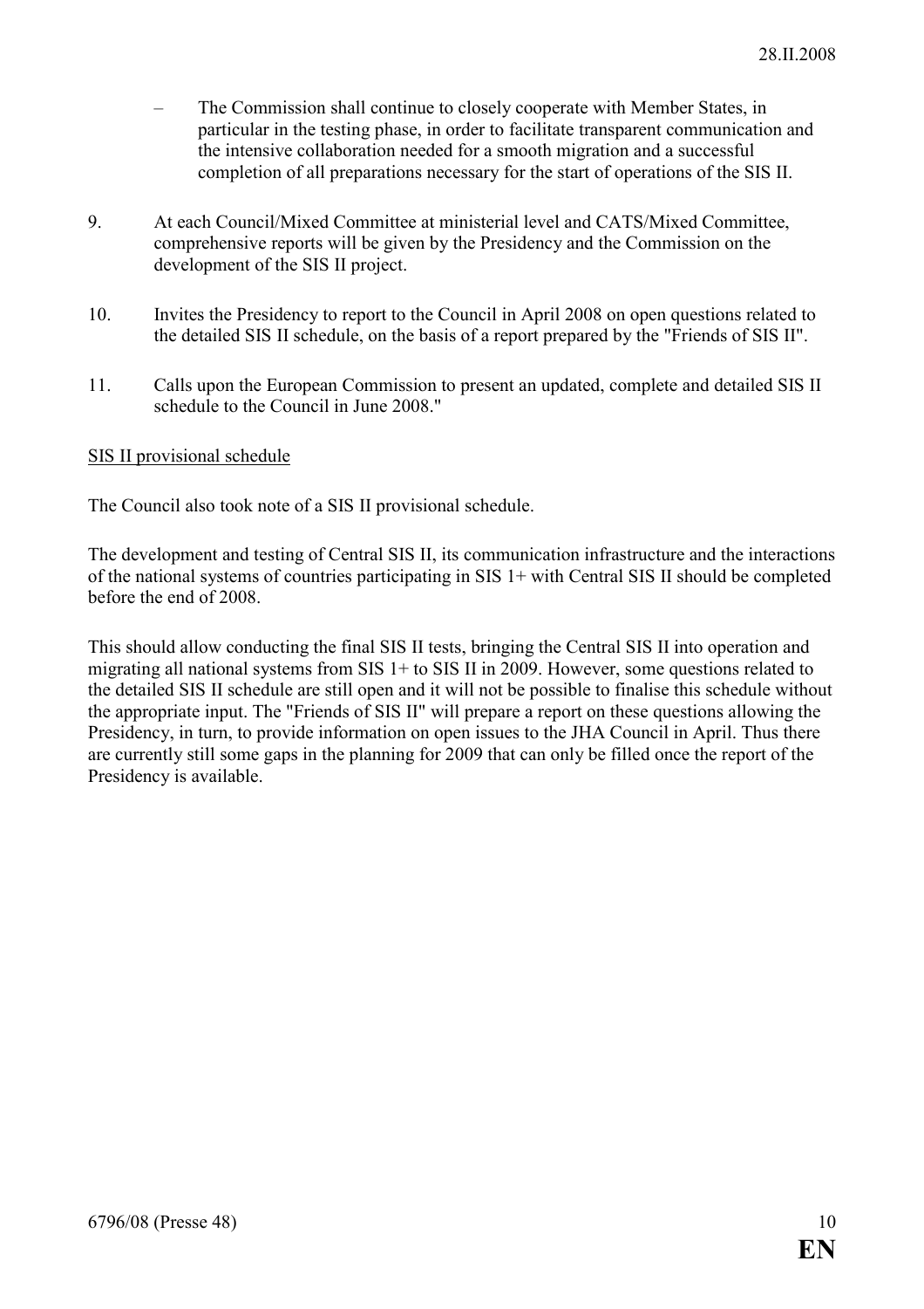- The Commission shall continue to closely cooperate with Member States, in particular in the testing phase, in order to facilitate transparent communication and the intensive collaboration needed for a smooth migration and a successful completion of all preparations necessary for the start of operations of the SIS II.

9. At each Council/Mixed Committee at ministerial level and CATS/Mixed Committee, comprehensive reports will be given by the Presidency and the Commission on the development of the SIS II project.

10. Invites the Presidency to report to the Council in April 2008 on open questions related to the detailed SIS II schedule, on the basis of a report prepared by the "Friends of SIS II".

11. Calls upon the European Commission to present an updated, complete and detailed SIS II schedule to the Council in June 2008."

SIS II provisional schedule

The Council also took note of a SIS II provisional schedule.

The development and testing of Central SIS II, its communication infrastructure and the interactions of the national systems of countries participating in SIS 1+ with Central SIS II should be completed before the end of 2008.

This should allow conducting the final SIS II tests, bringing the Central SIS II into operation and migrating all national systems from SIS 1+ to SIS II in 2009. However, some questions related to the detailed SIS II schedule are still open and it will not be possible to finalise this schedule without the appropriate input. The "Friends of SIS II" will prepare a report on these questions allowing the Presidency, in turn, to provide information on open issues to the JHA Council in April. Thus there are currently still some gaps in the planning for 2009 that can only be filled once the report of the Presidency is available.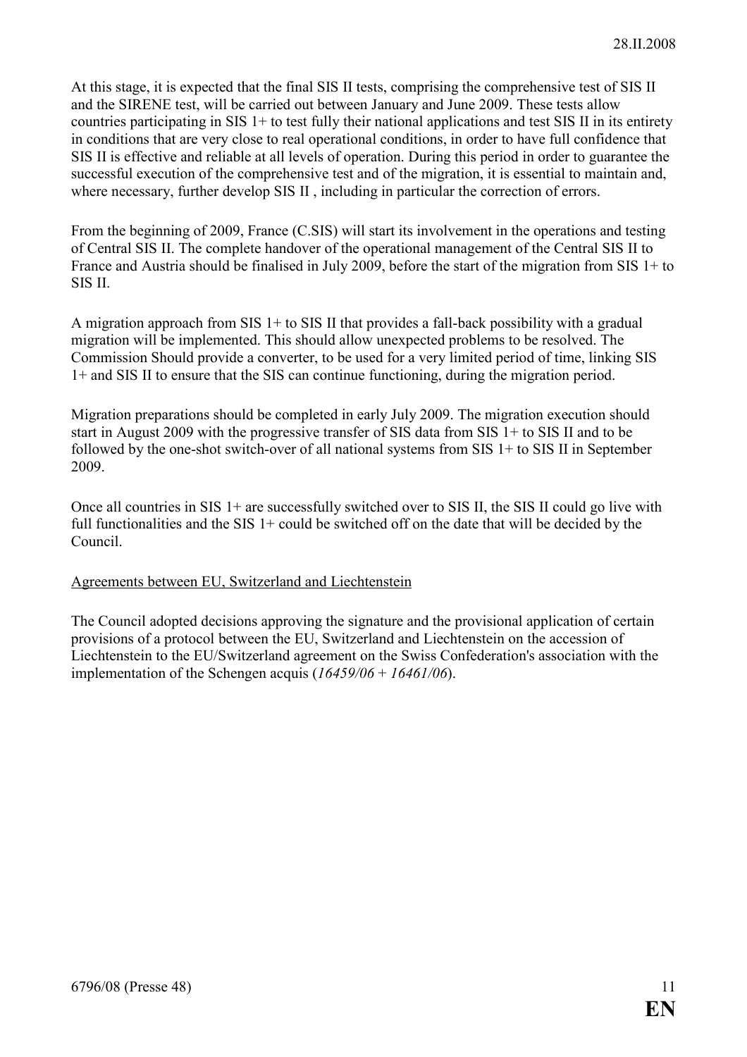At this stage, it is expected that the final SIS II tests, comprising the comprehensive test of SIS II and the SIRENE test, will be carried out between January and June 2009. These tests allow countries participating in SIS 1+ to test fully their national applications and test SIS II in its entirety in conditions that are very close to real operational conditions, in order to have full confidence that SIS II is effective and reliable at all levels of operation. During this period in order to guarantee the successful execution of the comprehensive test and of the migration, it is essential to maintain and, where necessary, further develop SIS II , including in particular the correction of errors.

From the beginning of 2009, France (C.SIS) will start its involvement in the operations and testing of Central SIS II. The complete handover of the operational management of the Central SIS II to France and Austria should be finalised in July 2009, before the start of the migration from SIS 1+ to SIS II.

A migration approach from SIS 1+ to SIS II that provides a fall-back possibility with a gradual migration will be implemented. This should allow unexpected problems to be resolved. The Commission Should provide a converter, to be used for a very limited period of time, linking SIS 1+ and SIS II to ensure that the SIS can continue functioning, during the migration period.

Migration preparations should be completed in early July 2009. The migration execution should start in August 2009 with the progressive transfer of SIS data from SIS 1+ to SIS II and to be followed by the one-shot switch-over of all national systems from SIS 1+ to SIS II in September 2009.

Once all countries in SIS 1+ are successfully switched over to SIS II, the SIS II could go live with full functionalities and the SIS 1+ could be switched off on the date that will be decided by the Council.

Agreements between EU, Switzerland and Liechtenstein

The Council adopted decisions approving the signature and the provisional application of certain provisions of a protocol between the EU, Switzerland and Liechtenstein on the accession of Liechtenstein to the EU/Switzerland agreement on the Swiss Confederation's association with the implementation of the Schengen acquis (*16459/06* + *16461/06*).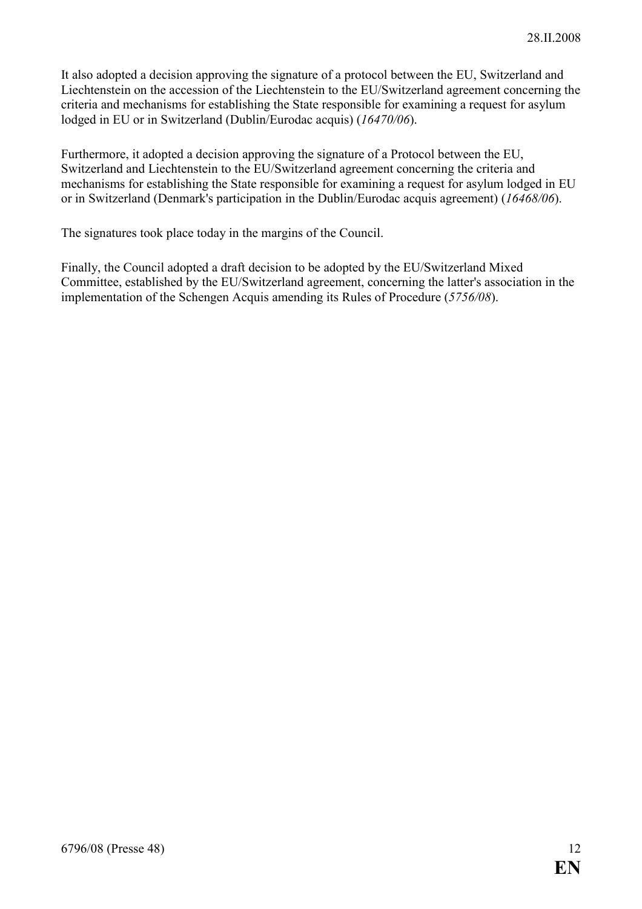It also adopted a decision approving the signature of a protocol between the EU, Switzerland and Liechtenstein on the accession of the Liechtenstein to the EU/Switzerland agreement concerning the criteria and mechanisms for establishing the State responsible for examining a request for asylum lodged in EU or in Switzerland (Dublin/Eurodac acquis) (*16470/06*).

Furthermore, it adopted a decision approving the signature of a Protocol between the EU, Switzerland and Liechtenstein to the EU/Switzerland agreement concerning the criteria and mechanisms for establishing the State responsible for examining a request for asylum lodged in EU or in Switzerland (Denmark's participation in the Dublin/Eurodac acquis agreement) (*16468/06*).

The signatures took place today in the margins of the Council.

Finally, the Council adopted a draft decision to be adopted by the EU/Switzerland Mixed Committee, established by the EU/Switzerland agreement, concerning the latter's association in the implementation of the Schengen Acquis amending its Rules of Procedure (*5756/08*).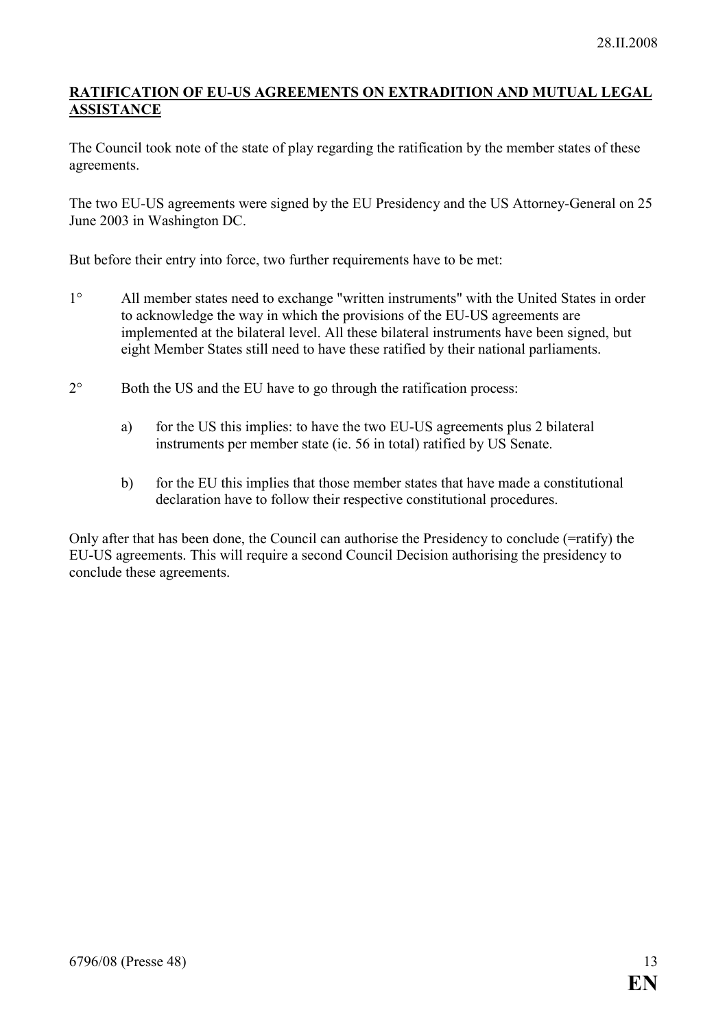## RATIFICATION OF EU-US AGREEMENTS ON EXTRADITION AND MUTUAL LEGAL ASSISTANCE

The Council took note of the state of play regarding the ratification by the member states of these agreements.

The two EU-US agreements were signed by the EU Presidency and the US Attorney-General on 25 June 2003 in Washington DC.

But before their entry into force, two further requirements have to be met:

1° All member states need to exchange "written instruments" with the United States in order to acknowledge the way in which the provisions of the EU-US agreements are implemented at the bilateral level. All these bilateral instruments have been signed, but eight Member States still need to have these ratified by their national parliaments.

2° Both the US and the EU have to go through the ratification process:

a) for the US this implies: to have the two EU-US agreements plus 2 bilateral instruments per member state (ie. 56 in total) ratified by US Senate.

b) for the EU this implies that those member states that have made a constitutional declaration have to follow their respective constitutional procedures.

Only after that has been done, the Council can authorise the Presidency to conclude (=ratify) the EU-US agreements. This will require a second Council Decision authorising the presidency to conclude these agreements.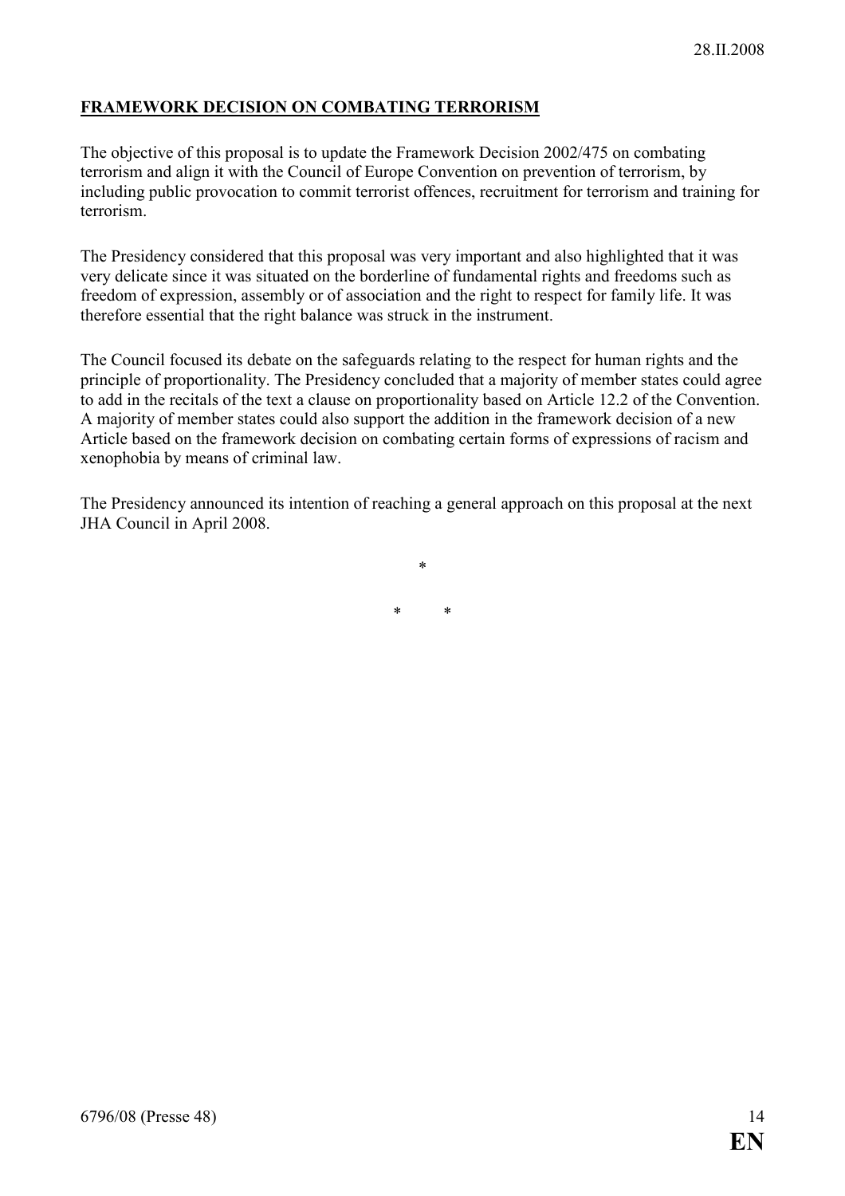## FRAMEWORK DECISION ON COMBATING TERRORISM

The objective of this proposal is to update the Framework Decision 2002/475 on combating terrorism and align it with the Council of Europe Convention on prevention of terrorism, by including public provocation to commit terrorist offences, recruitment for terrorism and training for terrorism.

The Presidency considered that this proposal was very important and also highlighted that it was very delicate since it was situated on the borderline of fundamental rights and freedoms such as freedom of expression, assembly or of association and the right to respect for family life. It was therefore essential that the right balance was struck in the instrument.

The Council focused its debate on the safeguards relating to the respect for human rights and the principle of proportionality. The Presidency concluded that a majority of member states could agree to add in the recitals of the text a clause on proportionality based on Article 12.2 of the Convention. A majority of member states could also support the addition in the framework decision of a new Article based on the framework decision on combating certain forms of expressions of racism and xenophobia by means of criminal law.

The Presidency announced its intention of reaching a general approach on this proposal at the next JHA Council in April 2008.

\*

\* \*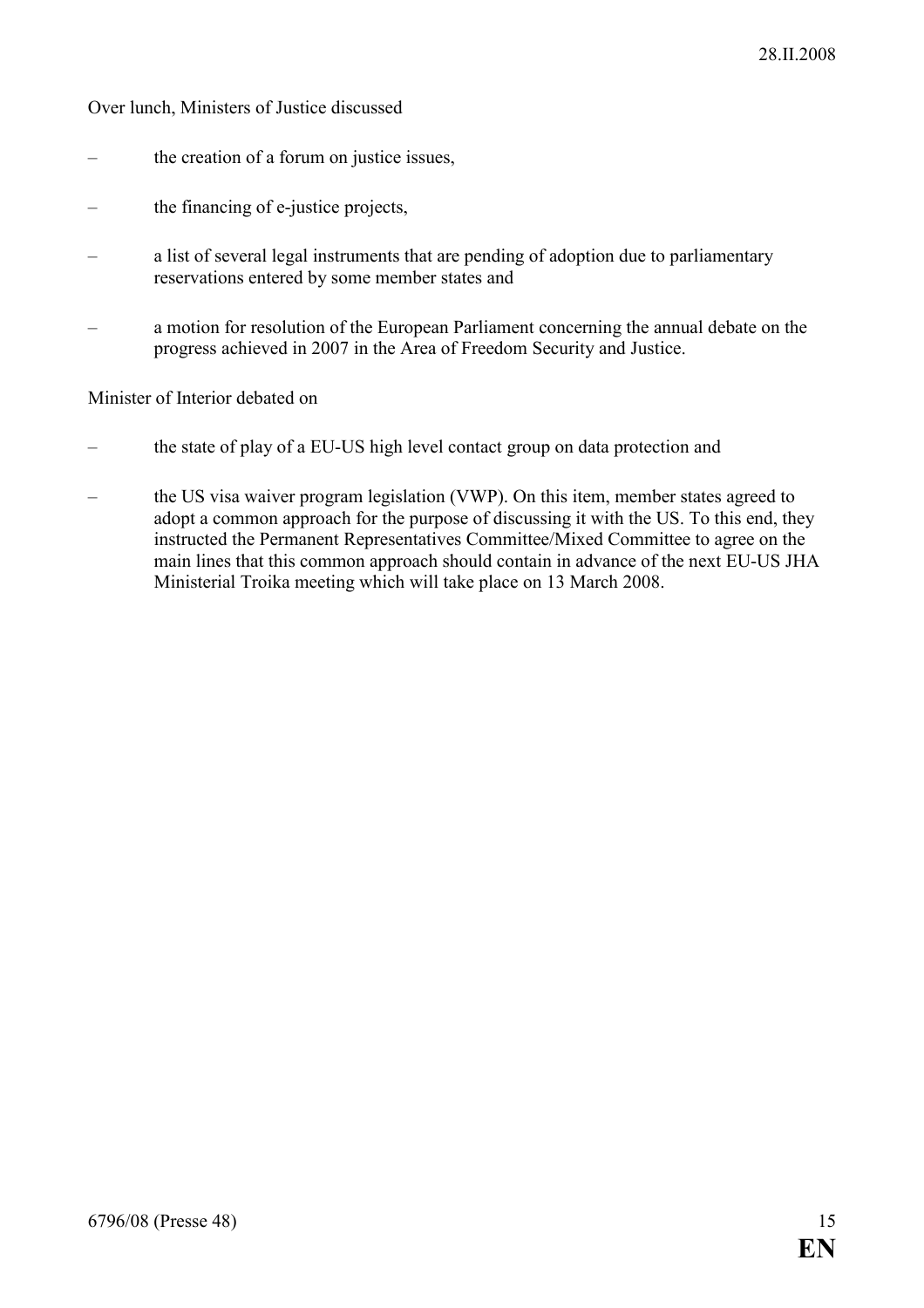Over lunch, Ministers of Justice discussed

- the creation of a forum on justice issues,
- the financing of e-justice projects,
- a list of several legal instruments that are pending of adoption due to parliamentary reservations entered by some member states and
- a motion for resolution of the European Parliament concerning the annual debate on the progress achieved in 2007 in the Area of Freedom Security and Justice.

Minister of Interior debated on

- the state of play of a EU-US high level contact group on data protection and
- the US visa waiver program legislation (VWP). On this item, member states agreed to adopt a common approach for the purpose of discussing it with the US. To this end, they instructed the Permanent Representatives Committee/Mixed Committee to agree on the main lines that this common approach should contain in advance of the next EU-US JHA Ministerial Troika meeting which will take place on 13 March 2008.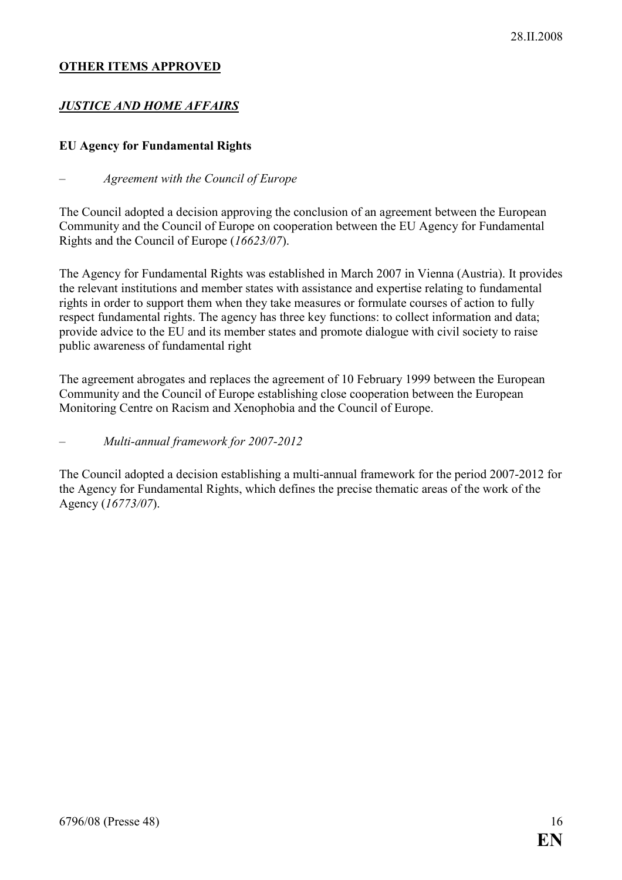**OTHER ITEMS APPROVED**

***JUSTICE AND HOME AFFAIRS***

**EU Agency for Fundamental Rights**

– *Agreement with the Council of Europe*

The Council adopted a decision approving the conclusion of an agreement between the European Community and the Council of Europe on cooperation between the EU Agency for Fundamental Rights and the Council of Europe (*16623/07*).

The Agency for Fundamental Rights was established in March 2007 in Vienna (Austria). It provides the relevant institutions and member states with assistance and expertise relating to fundamental rights in order to support them when they take measures or formulate courses of action to fully respect fundamental rights. The agency has three key functions: to collect information and data; provide advice to the EU and its member states and promote dialogue with civil society to raise public awareness of fundamental right

The agreement abrogates and replaces the agreement of 10 February 1999 between the European Community and the Council of Europe establishing close cooperation between the European Monitoring Centre on Racism and Xenophobia and the Council of Europe.

– *Multi-annual framework for 2007-2012*

The Council adopted a decision establishing a multi-annual framework for the period 2007-2012 for the Agency for Fundamental Rights, which defines the precise thematic areas of the work of the Agency (*16773/07*).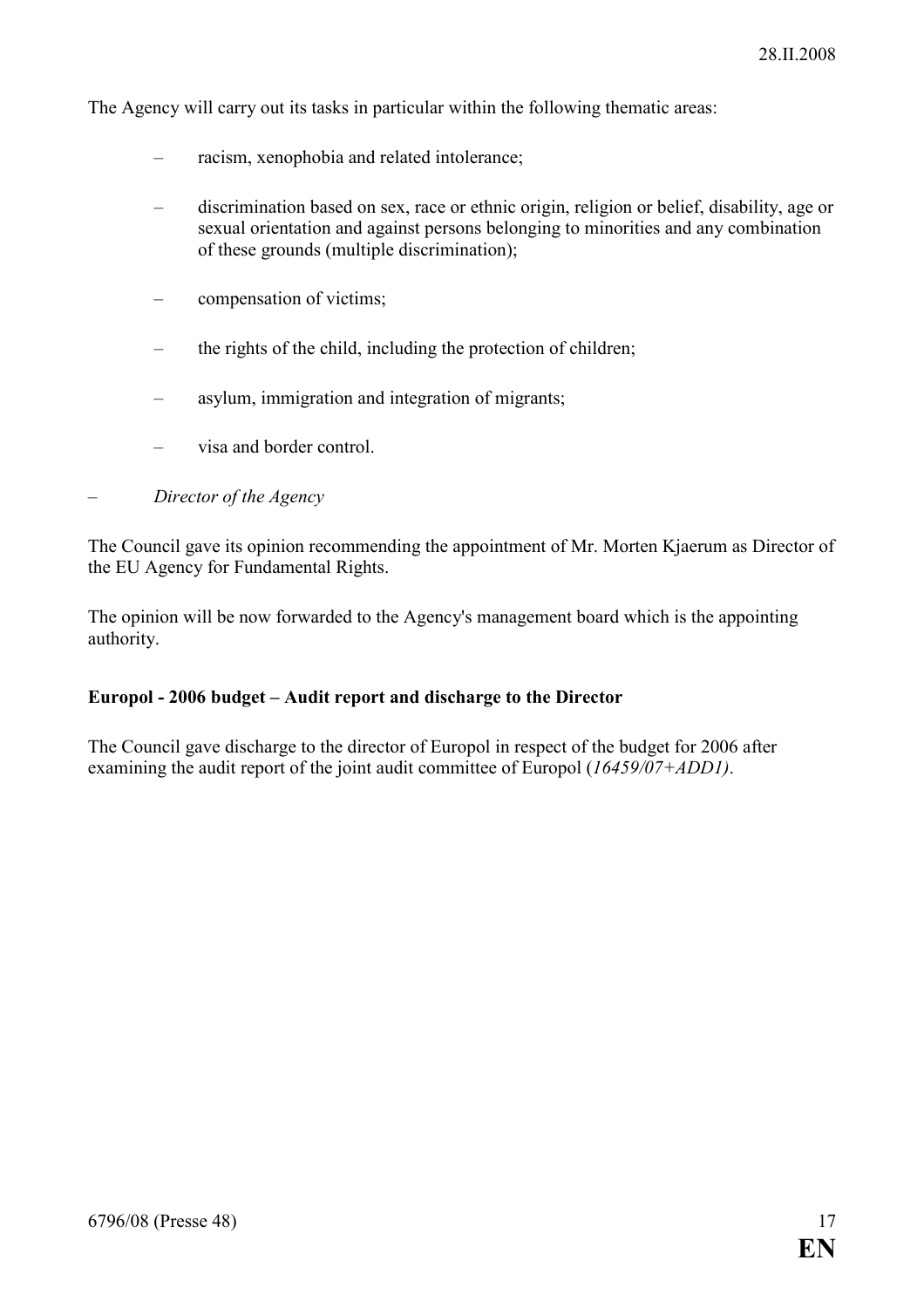The Agency will carry out its tasks in particular within the following thematic areas:

- racism, xenophobia and related intolerance;
- discrimination based on sex, race or ethnic origin, religion or belief, disability, age or sexual orientation and against persons belonging to minorities and any combination of these grounds (multiple discrimination);
- compensation of victims;
- the rights of the child, including the protection of children;
- asylum, immigration and integration of migrants;
- visa and border control.

– *Director of the Agency*

The Council gave its opinion recommending the appointment of Mr. Morten Kjaerum as Director of the EU Agency for Fundamental Rights.

The opinion will be now forwarded to the Agency's management board which is the appointing authority.

**Europol - 2006 budget – Audit report and discharge to the Director**

The Council gave discharge to the director of Europol in respect of the budget for 2006 after examining the audit report of the joint audit committee of Europol (*16459/07+ADD1)*.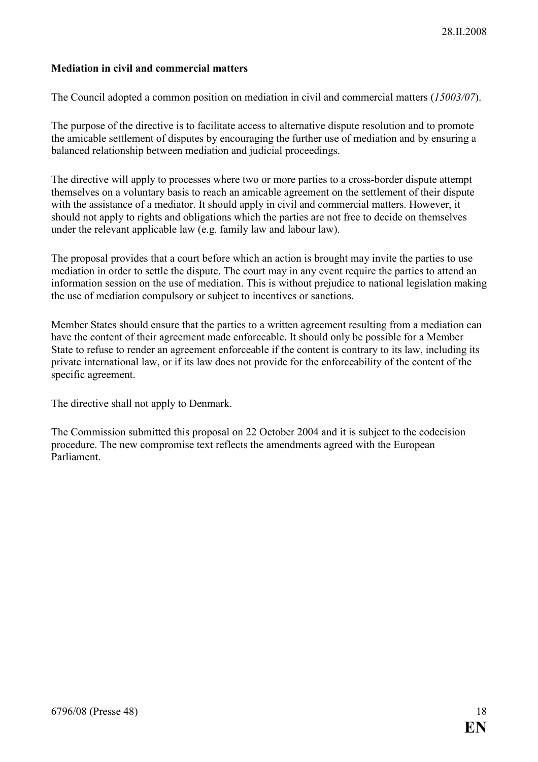**Mediation in civil and commercial matters**

The Council adopted a common position on mediation in civil and commercial matters (*15003/07*).

The purpose of the directive is to facilitate access to alternative dispute resolution and to promote the amicable settlement of disputes by encouraging the further use of mediation and by ensuring a balanced relationship between mediation and judicial proceedings.

The directive will apply to processes where two or more parties to a cross-border dispute attempt themselves on a voluntary basis to reach an amicable agreement on the settlement of their dispute with the assistance of a mediator. It should apply in civil and commercial matters. However, it should not apply to rights and obligations which the parties are not free to decide on themselves under the relevant applicable law (e.g. family law and labour law).

The proposal provides that a court before which an action is brought may invite the parties to use mediation in order to settle the dispute. The court may in any event require the parties to attend an information session on the use of mediation. This is without prejudice to national legislation making the use of mediation compulsory or subject to incentives or sanctions.

Member States should ensure that the parties to a written agreement resulting from a mediation can have the content of their agreement made enforceable. It should only be possible for a Member State to refuse to render an agreement enforceable if the content is contrary to its law, including its private international law, or if its law does not provide for the enforceability of the content of the specific agreement.

The directive shall not apply to Denmark.

The Commission submitted this proposal on 22 October 2004 and it is subject to the codecision procedure. The new compromise text reflects the amendments agreed with the European Parliament.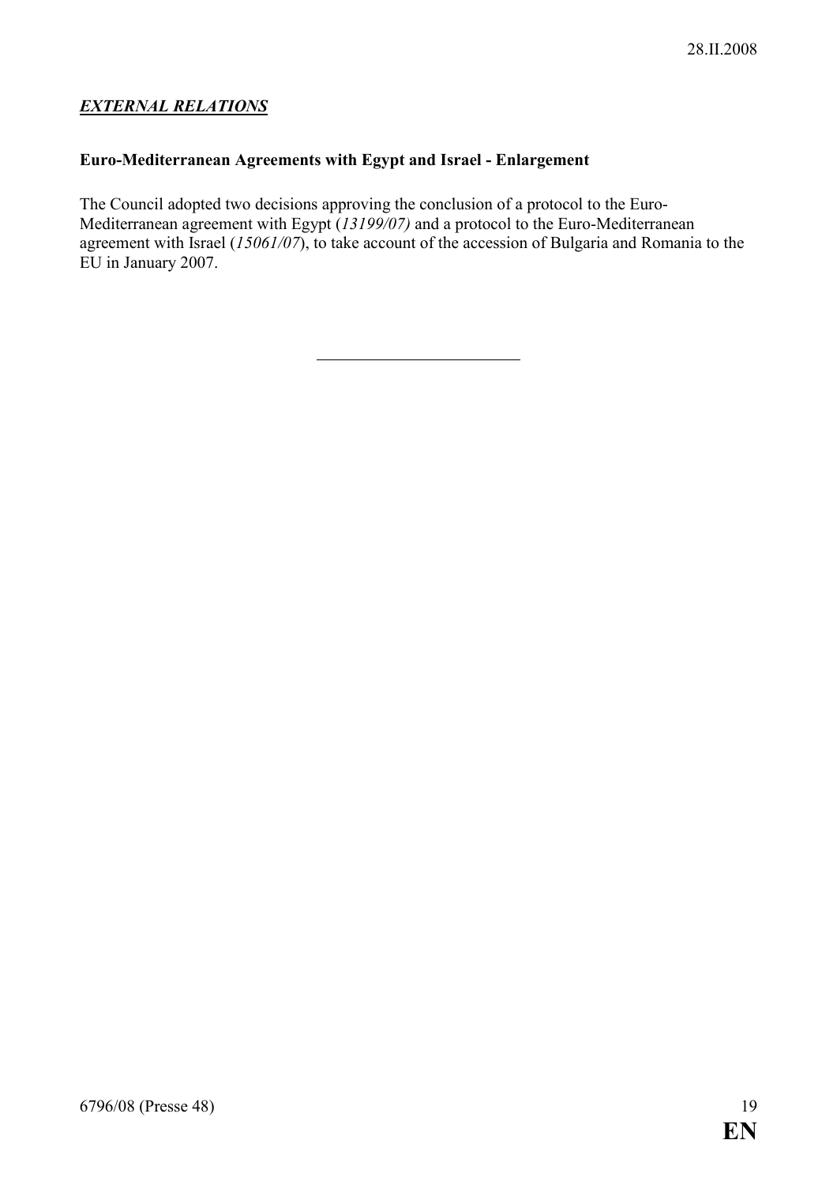***EXTERNAL RELATIONS***

**Euro-Mediterranean Agreements with Egypt and Israel - Enlargement**

The Council adopted two decisions approving the conclusion of a protocol to the Euro-Mediterranean agreement with Egypt (*13199/07)* and a protocol to the Euro-Mediterranean agreement with Israel (*15061/07*), to take account of the accession of Bulgaria and Romania to the EU in January 2007.